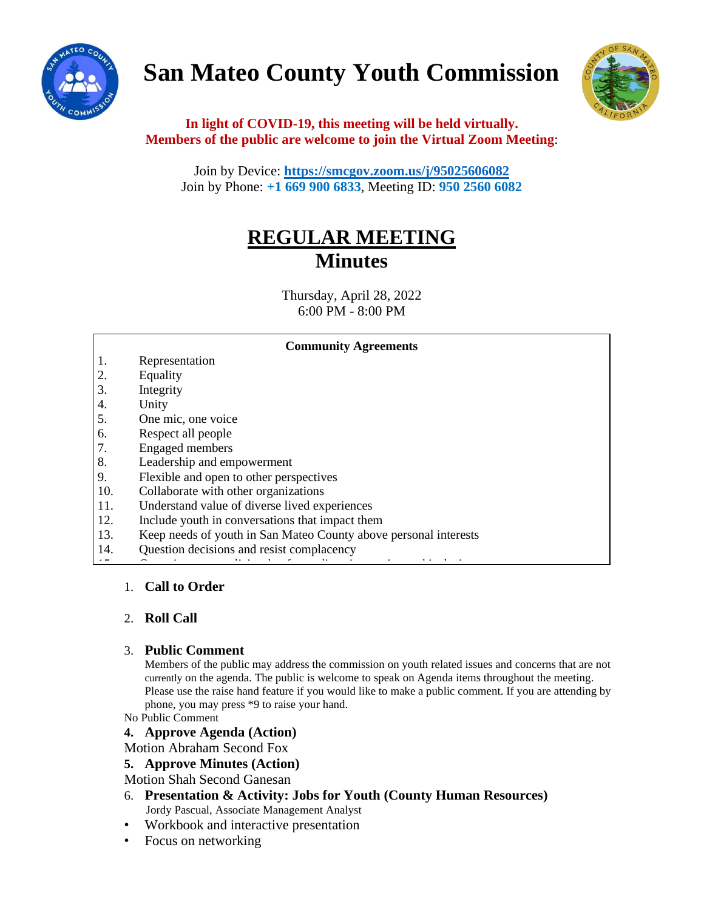# San Mateo County Youth Commission

**In light of COVID-19, this meeting will be held virtually.**
**Members of the public are welcome to join the Virtual Zoom Meeting**:

Join by Device: **https://smcgov.zoom.us/j/95025606082**
Join by Phone: **+1 669 900 6833**, Meeting ID: **950 2560 6082**

## REGULAR MEETING
## Minutes

Thursday, April 28, 2022
6:00 PM - 8:00 PM

**Community Agreements**

1. Representation
2. Equality
3. Integrity
4. Unity
5. One mic, one voice
6. Respect all people
7. Engaged members
8. Leadership and empowerment
9. Flexible and open to other perspectives
10. Collaborate with other organizations
11. Understand value of diverse lived experiences
12. Include youth in conversations that impact them
13. Keep needs of youth in San Mateo County above personal interests
14. Question decisions and resist complacency

1. **Call to Order**

2. **Roll Call**

3. **Public Comment**
   Members of the public may address the commission on youth related issues and concerns that are not currently on the agenda. The public is welcome to speak on Agenda items throughout the meeting. Please use the raise hand feature if you would like to make a public comment. If you are attending by phone, you may press *9 to raise your hand.

No Public Comment

4. **Approve Agenda (Action)**

Motion Abraham Second Fox

5. **Approve Minutes (Action)**

Motion Shah Second Ganesan

6. **Presentation & Activity: Jobs for Youth (County Human Resources)**
   Jordy Pascual, Associate Management Analyst

- Workbook and interactive presentation
- Focus on networking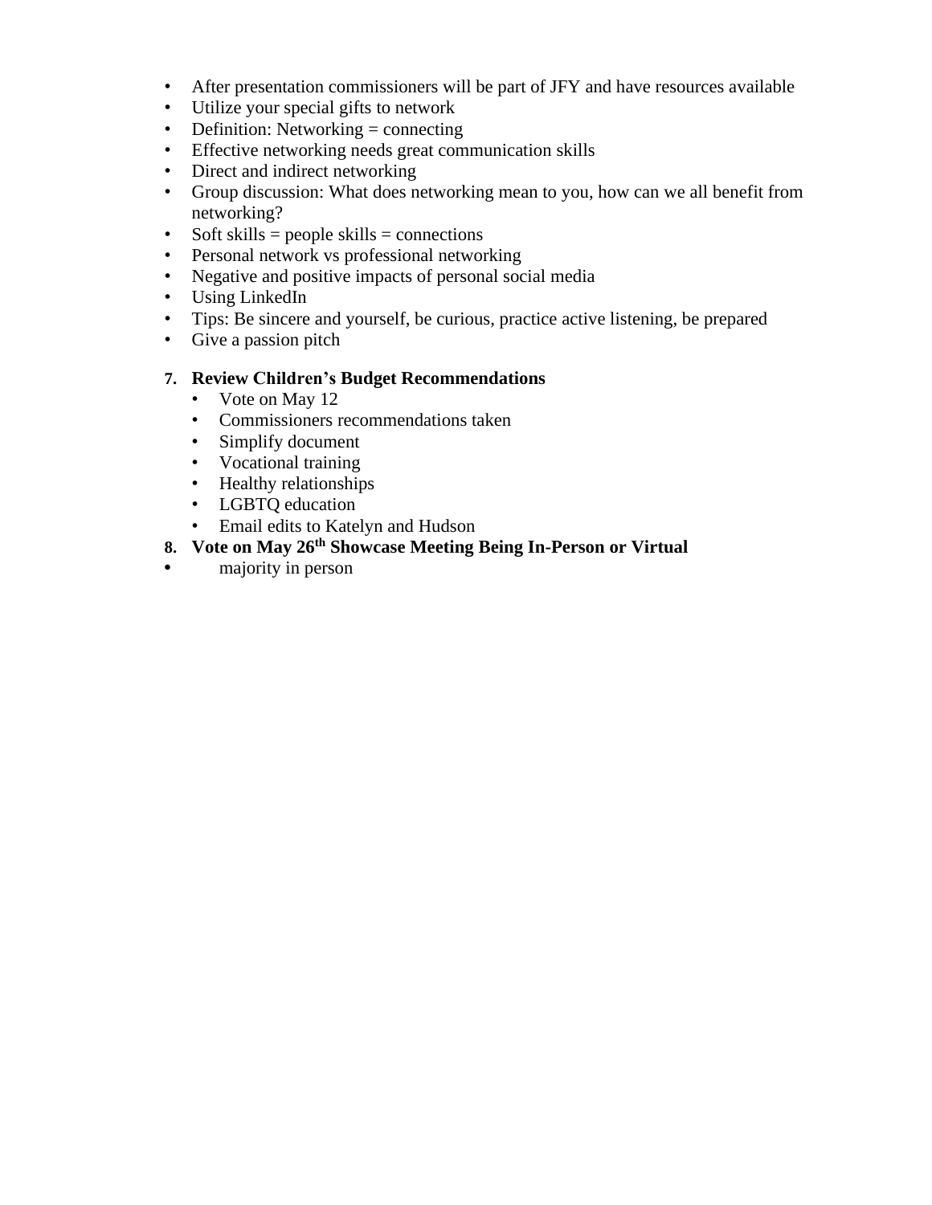- After presentation commissioners will be part of JFY and have resources available
- Utilize your special gifts to network
- Definition: Networking = connecting
- Effective networking needs great communication skills
- Direct and indirect networking
- Group discussion: What does networking mean to you, how can we all benefit from networking?
- Soft skills = people skills = connections
- Personal network vs professional networking
- Negative and positive impacts of personal social media
- Using LinkedIn
- Tips: Be sincere and yourself, be curious, practice active listening, be prepared
- Give a passion pitch

7. **Review Children's Budget Recommendations**
   - Vote on May 12
   - Commissioners recommendations taken
   - Simplify document
   - Vocational training
   - Healthy relationships
   - LGBTQ education
   - Email edits to Katelyn and Hudson
8. **Vote on May 26th Showcase Meeting Being In-Person or Virtual**

- majority in person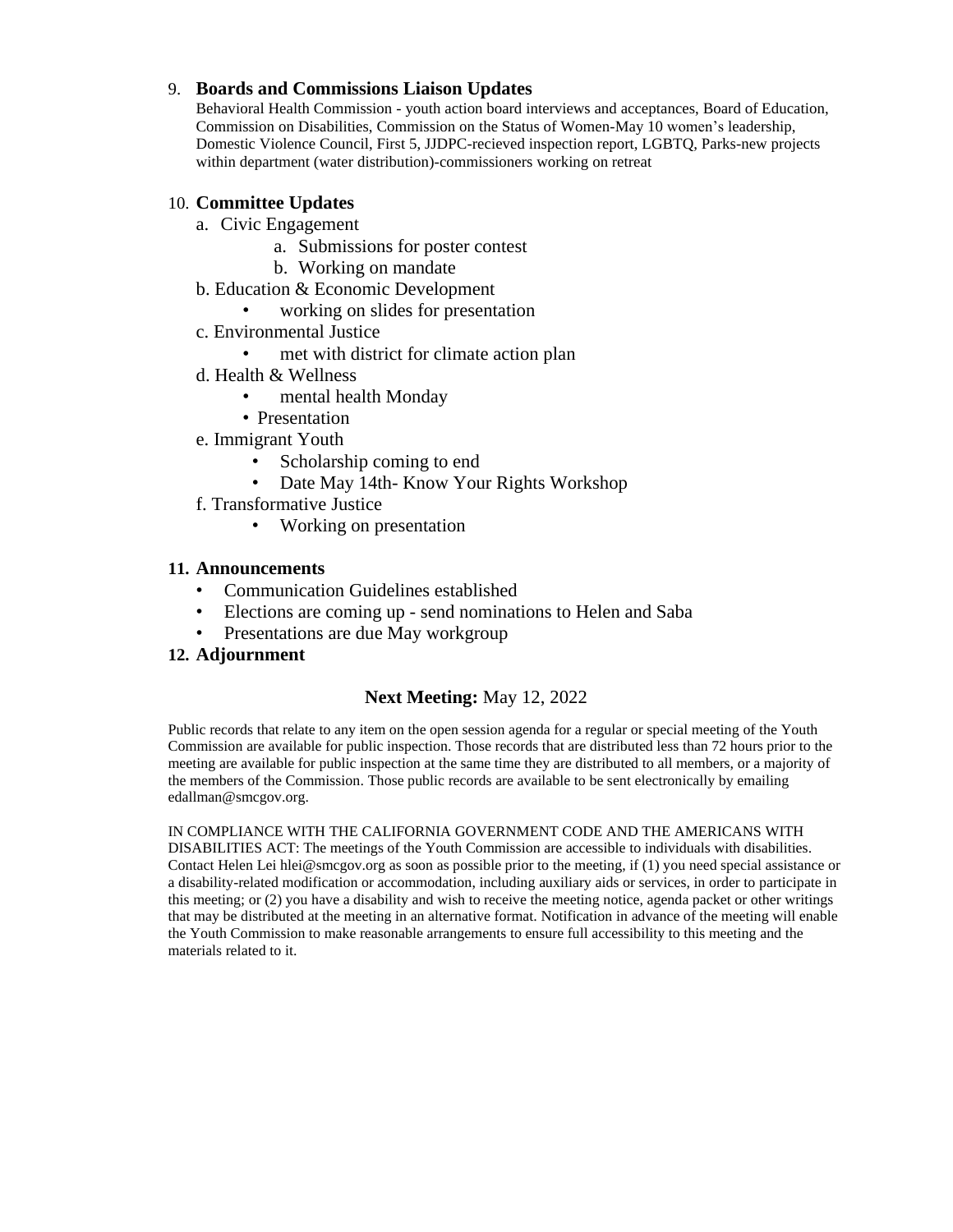9. **Boards and Commissions Liaison Updates**
   Behavioral Health Commission - youth action board interviews and acceptances, Board of Education, Commission on Disabilities, Commission on the Status of Women-May 10 women's leadership, Domestic Violence Council, First 5, JJDPC-recieved inspection report, LGBTQ, Parks-new projects within department (water distribution)-commissioners working on retreat

10. **Committee Updates**
    a. Civic Engagement
        a. Submissions for poster contest
        b. Working on mandate
    b. Education & Economic Development
        - working on slides for presentation
    c. Environmental Justice
        - met with district for climate action plan
    d. Health & Wellness
        - mental health Monday
        - Presentation
    e. Immigrant Youth
        - Scholarship coming to end
        - Date May 14th- Know Your Rights Workshop
    f. Transformative Justice
        - Working on presentation

11. **Announcements**
    - Communication Guidelines established
    - Elections are coming up - send nominations to Helen and Saba
    - Presentations are due May workgroup

12. **Adjournment**

**Next Meeting:** May 12, 2022

Public records that relate to any item on the open session agenda for a regular or special meeting of the Youth Commission are available for public inspection. Those records that are distributed less than 72 hours prior to the meeting are available for public inspection at the same time they are distributed to all members, or a majority of the members of the Commission. Those public records are available to be sent electronically by emailing edallman@smcgov.org.

IN COMPLIANCE WITH THE CALIFORNIA GOVERNMENT CODE AND THE AMERICANS WITH DISABILITIES ACT: The meetings of the Youth Commission are accessible to individuals with disabilities. Contact Helen Lei hlei@smcgov.org as soon as possible prior to the meeting, if (1) you need special assistance or a disability-related modification or accommodation, including auxiliary aids or services, in order to participate in this meeting; or (2) you have a disability and wish to receive the meeting notice, agenda packet or other writings that may be distributed at the meeting in an alternative format. Notification in advance of the meeting will enable the Youth Commission to make reasonable arrangements to ensure full accessibility to this meeting and the materials related to it.